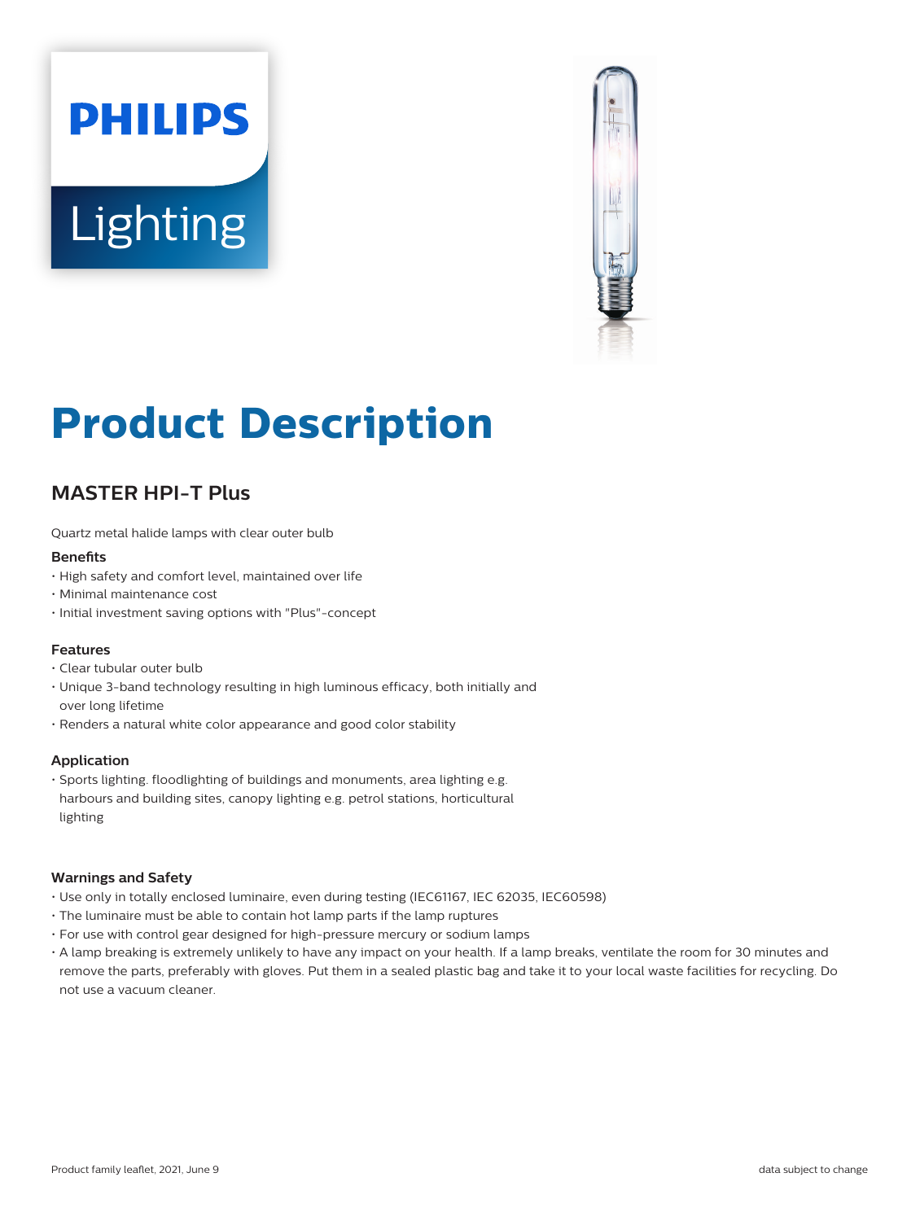PHILIPS

Lighting

# Product Description

## MASTER HPI-T Plus

Quartz metal halide lamps with clear outer bulb

### Benefits

- High safety and comfort level, maintained over life
- Minimal maintenance cost
- Initial investment saving options with "Plus"-concept

### Features

- Clear tubular outer bulb
- Unique 3-band technology resulting in high luminous efficacy, both initially and over long lifetime
- Renders a natural white color appearance and good color stability

### Application

- Sports lighting. floodlighting of buildings and monuments, area lighting e.g. harbours and building sites, canopy lighting e.g. petrol stations, horticultural lighting

### Warnings and Safety

- Use only in totally enclosed luminaire, even during testing (IEC61167, IEC 62035, IEC60598)
- The luminaire must be able to contain hot lamp parts if the lamp ruptures
- For use with control gear designed for high-pressure mercury or sodium lamps
- A lamp breaking is extremely unlikely to have any impact on your health. If a lamp breaks, ventilate the room for 30 minutes and remove the parts, preferably with gloves. Put them in a sealed plastic bag and take it to your local waste facilities for recycling. Do not use a vacuum cleaner.

Product family leaflet, 2021, June 9

data subject to change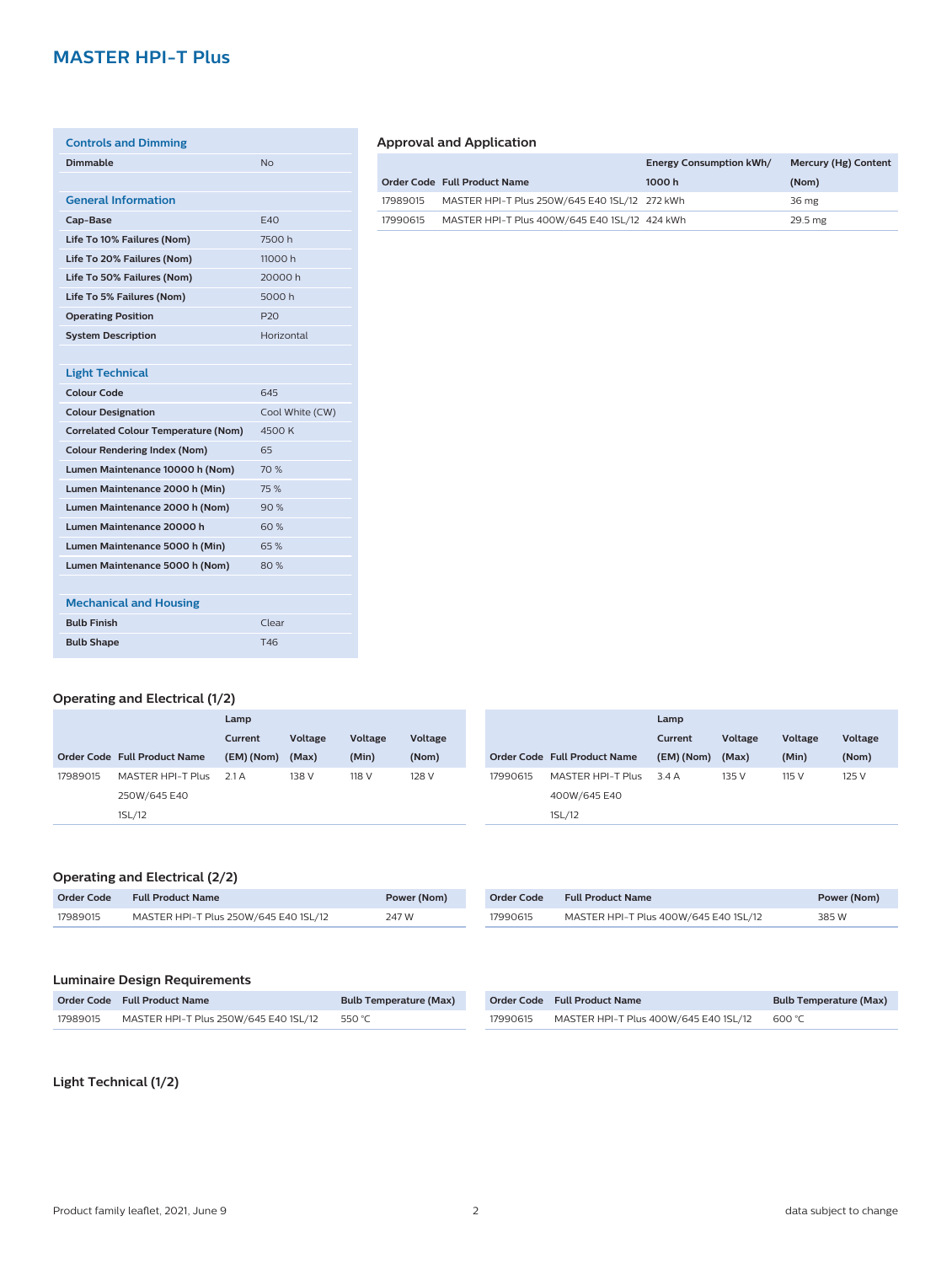## MASTER HPI-T Plus

### Controls and Dimming

| | |
|---|---|
| **Dimmable** | No |

### General Information

| | |
|---|---|
| **Cap-Base** | E40 |
| **Life To 10% Failures (Nom)** | 7500 h |
| **Life To 20% Failures (Nom)** | 11000 h |
| **Life To 50% Failures (Nom)** | 20000 h |
| **Life To 5% Failures (Nom)** | 5000 h |
| **Operating Position** | P20 |
| **System Description** | Horizontal |

### Light Technical

| | |
|---|---|
| **Colour Code** | 645 |
| **Colour Designation** | Cool White (CW) |
| **Correlated Colour Temperature (Nom)** | 4500 K |
| **Colour Rendering Index (Nom)** | 65 |
| **Lumen Maintenance 10000 h (Nom)** | 70 % |
| **Lumen Maintenance 2000 h (Min)** | 75 % |
| **Lumen Maintenance 2000 h (Nom)** | 90 % |
| **Lumen Maintenance 20000 h** | 60 % |
| **Lumen Maintenance 5000 h (Min)** | 65 % |
| **Lumen Maintenance 5000 h (Nom)** | 80 % |

### Mechanical and Housing

| | |
|---|---|
| **Bulb Finish** | Clear |
| **Bulb Shape** | T46 |

### Approval and Application

| Order Code | Full Product Name | Energy Consumption kWh/ 1000 h | Mercury (Hg) Content (Nom) |
|---|---|---|---|
| 17989015 | MASTER HPI-T Plus 250W/645 E40 1SL/12 | 272 kWh | 36 mg |
| 17990615 | MASTER HPI-T Plus 400W/645 E40 1SL/12 | 424 kWh | 29.5 mg |

### Operating and Electrical (1/2)

| Order Code | Full Product Name | Lamp Current (EM) (Nom) | Voltage (Max) | Voltage (Min) | Voltage (Nom) |
|---|---|---|---|---|---|
| 17989015 | MASTER HPI-T Plus 250W/645 E40 1SL/12 | 2.1 A | 138 V | 118 V | 128 V |
| 17990615 | MASTER HPI-T Plus 400W/645 E40 1SL/12 | 3.4 A | 135 V | 115 V | 125 V |

### Operating and Electrical (2/2)

| Order Code | Full Product Name | Power (Nom) |
|---|---|---|
| 17989015 | MASTER HPI-T Plus 250W/645 E40 1SL/12 | 247 W |
| 17990615 | MASTER HPI-T Plus 400W/645 E40 1SL/12 | 385 W |

### Luminaire Design Requirements

| Order Code | Full Product Name | Bulb Temperature (Max) |
|---|---|---|
| 17989015 | MASTER HPI-T Plus 250W/645 E40 1SL/12 | 550 °C |
| 17990615 | MASTER HPI-T Plus 400W/645 E40 1SL/12 | 600 °C |

### Light Technical (1/2)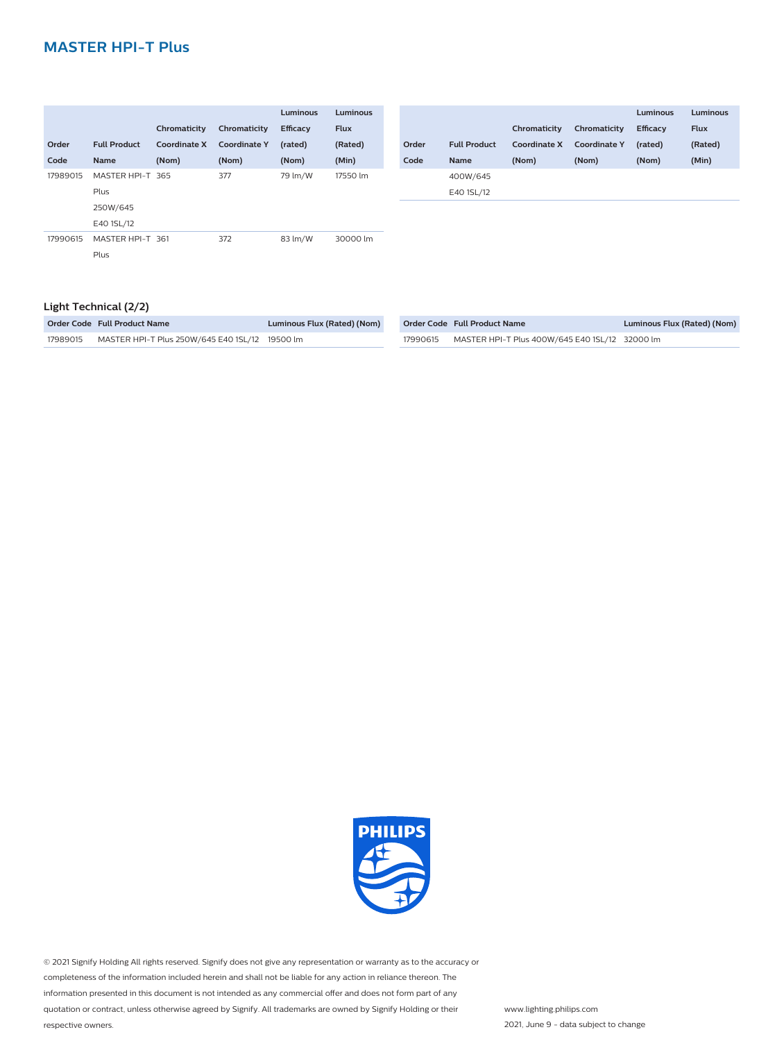## MASTER HPI-T Plus

| Order Code | Full Product Name | Chromaticity Coordinate X (Nom) | Chromaticity Coordinate Y (Nom) | Luminous Efficacy (rated) (Nom) | Luminous Flux (Rated) (Min) |
|---|---|---|---|---|---|
| 17989015 | MASTER HPI-T Plus 250W/645 E40 1SL/12 | 365 | 377 | 79 lm/W | 17550 lm |
| 17990615 | MASTER HPI-T Plus 400W/645 E40 1SL/12 | 361 | 372 | 83 lm/W | 30000 lm |

### Light Technical (2/2)

| Order Code | Full Product Name | Luminous Flux (Rated) (Nom) |
|---|---|---|
| 17989015 | MASTER HPI-T Plus 250W/645 E40 1SL/12 | 19500 lm |
| 17990615 | MASTER HPI-T Plus 400W/645 E40 1SL/12 | 32000 lm |

© 2021 Signify Holding All rights reserved. Signify does not give any representation or warranty as to the accuracy or completeness of the information included herein and shall not be liable for any action in reliance thereon. The information presented in this document is not intended as any commercial offer and does not form part of any quotation or contract, unless otherwise agreed by Signify. All trademarks are owned by Signify Holding or their respective owners.

www.lighting.philips.com

2021, June 9 - data subject to change